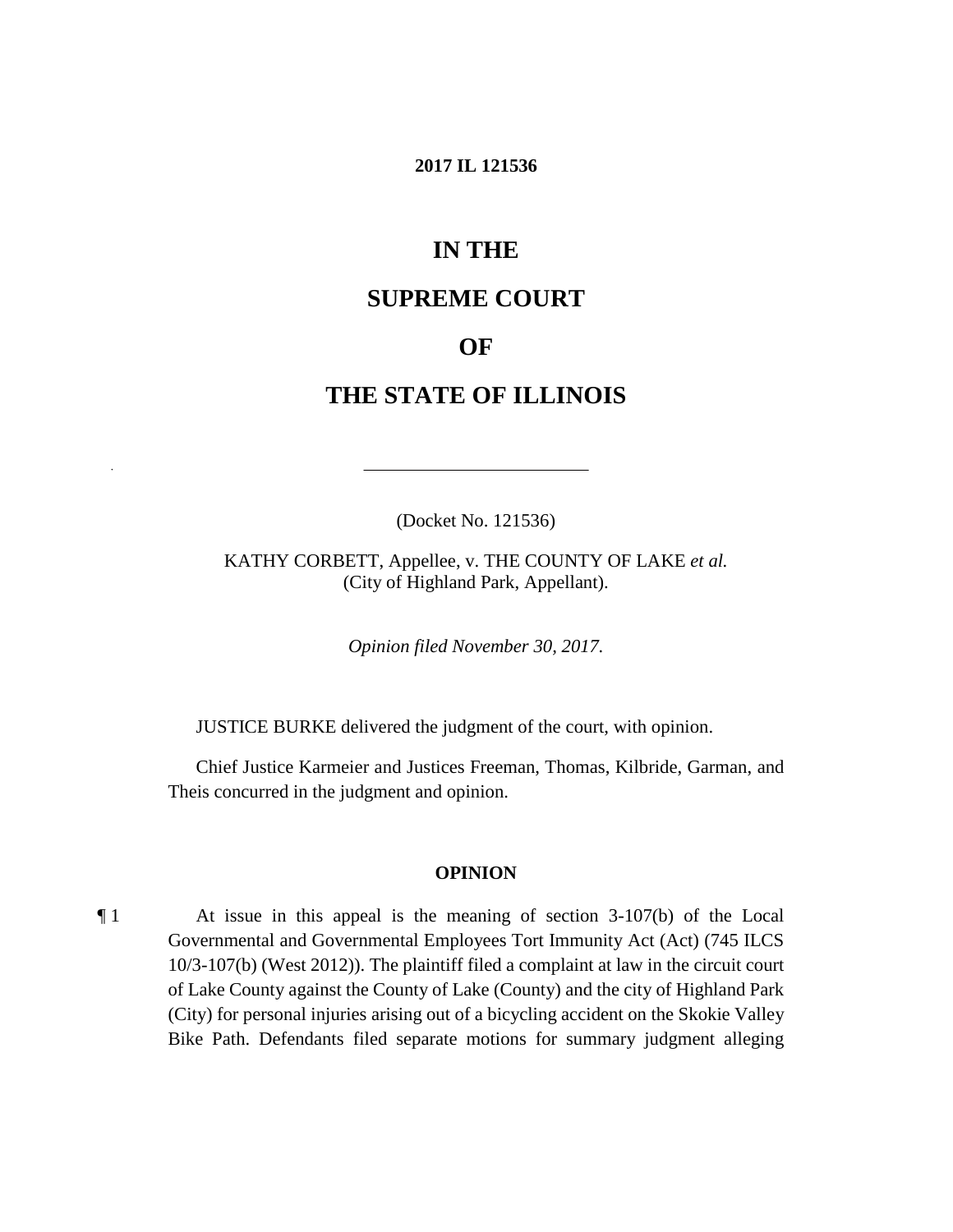**2017 IL 121536**

# IN THE

# SUPREME COURT

# OF

# THE STATE OF ILLINOIS

---

(Docket No. 121536)

KATHY CORBETT, Appellee, v. THE COUNTY OF LAKE *et al.*
(City of Highland Park, Appellant).

*Opinion filed November 30, 2017.*

JUSTICE BURKE delivered the judgment of the court, with opinion.

Chief Justice Karmeier and Justices Freeman, Thomas, Kilbride, Garman, and Theis concurred in the judgment and opinion.

## OPINION

¶ 1 At issue in this appeal is the meaning of section 3-107(b) of the Local Governmental and Governmental Employees Tort Immunity Act (Act) (745 ILCS 10/3-107(b) (West 2012)). The plaintiff filed a complaint at law in the circuit court of Lake County against the County of Lake (County) and the city of Highland Park (City) for personal injuries arising out of a bicycling accident on the Skokie Valley Bike Path. Defendants filed separate motions for summary judgment alleging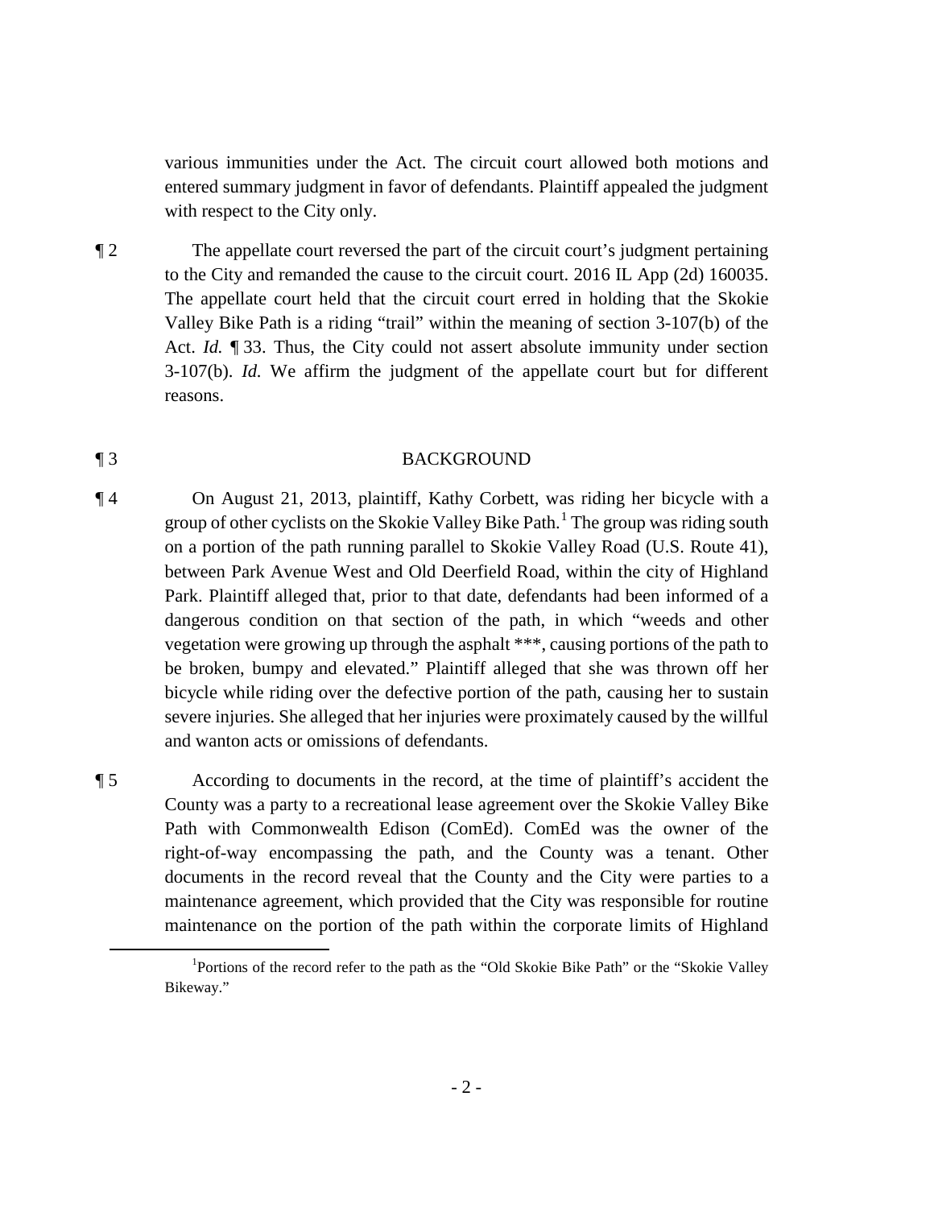various immunities under the Act. The circuit court allowed both motions and entered summary judgment in favor of defendants. Plaintiff appealed the judgment with respect to the City only.

¶ 2 The appellate court reversed the part of the circuit court's judgment pertaining to the City and remanded the cause to the circuit court. 2016 IL App (2d) 160035. The appellate court held that the circuit court erred in holding that the Skokie Valley Bike Path is a riding "trail" within the meaning of section 3-107(b) of the Act. *Id.* ¶ 33. Thus, the City could not assert absolute immunity under section 3-107(b). *Id.* We affirm the judgment of the appellate court but for different reasons.

## ¶ 3 BACKGROUND

¶ 4 On August 21, 2013, plaintiff, Kathy Corbett, was riding her bicycle with a group of other cyclists on the Skokie Valley Bike Path.[1] The group was riding south on a portion of the path running parallel to Skokie Valley Road (U.S. Route 41), between Park Avenue West and Old Deerfield Road, within the city of Highland Park. Plaintiff alleged that, prior to that date, defendants had been informed of a dangerous condition on that section of the path, in which "weeds and other vegetation were growing up through the asphalt ***, causing portions of the path to be broken, bumpy and elevated." Plaintiff alleged that she was thrown off her bicycle while riding over the defective portion of the path, causing her to sustain severe injuries. She alleged that her injuries were proximately caused by the willful and wanton acts or omissions of defendants.

¶ 5 According to documents in the record, at the time of plaintiff's accident the County was a party to a recreational lease agreement over the Skokie Valley Bike Path with Commonwealth Edison (ComEd). ComEd was the owner of the right-of-way encompassing the path, and the County was a tenant. Other documents in the record reveal that the County and the City were parties to a maintenance agreement, which provided that the City was responsible for routine maintenance on the portion of the path within the corporate limits of Highland

[1]Portions of the record refer to the path as the "Old Skokie Bike Path" or the "Skokie Valley Bikeway."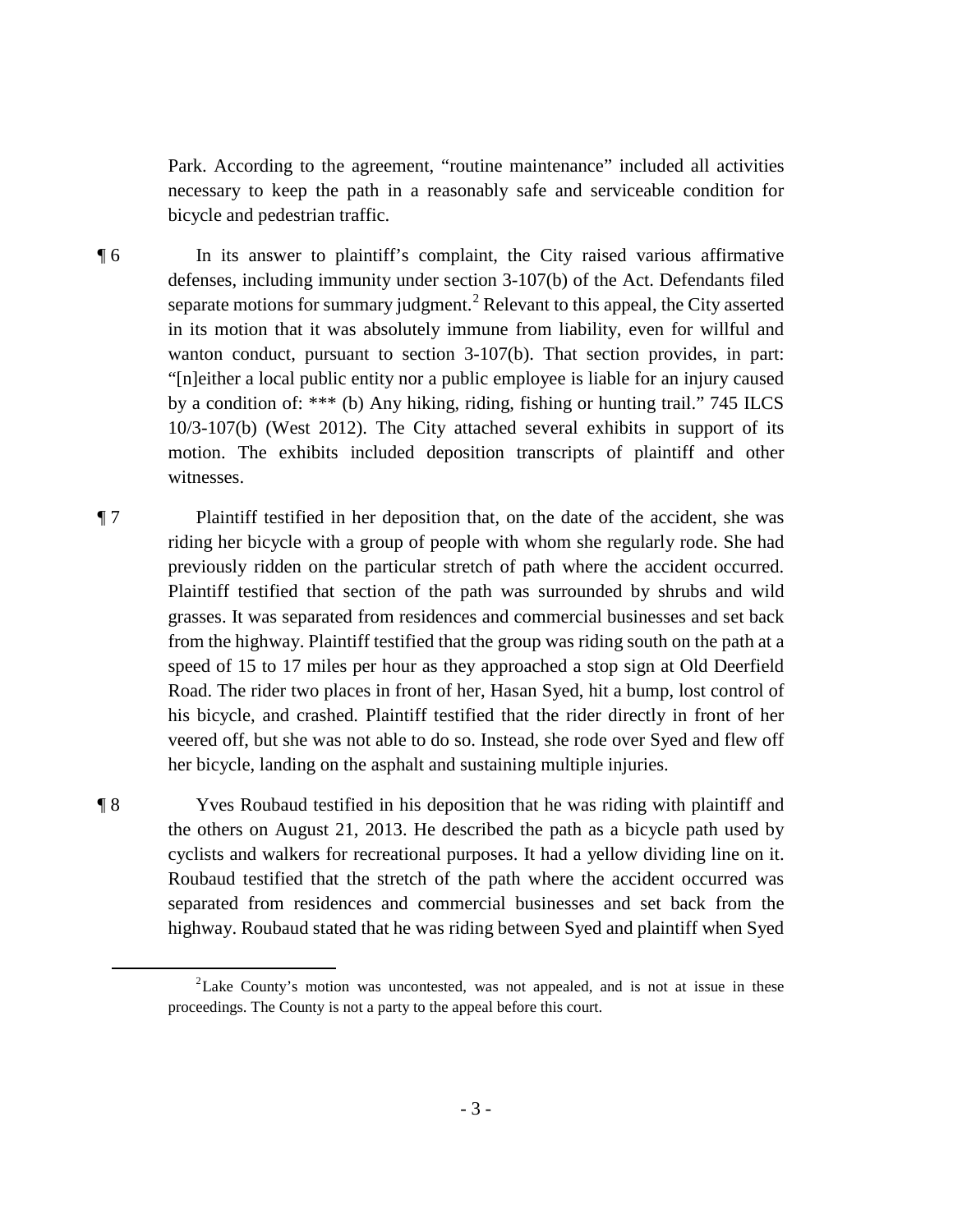Park. According to the agreement, "routine maintenance" included all activities necessary to keep the path in a reasonably safe and serviceable condition for bicycle and pedestrian traffic.

¶ 6 In its answer to plaintiff's complaint, the City raised various affirmative defenses, including immunity under section 3-107(b) of the Act. Defendants filed separate motions for summary judgment.[2] Relevant to this appeal, the City asserted in its motion that it was absolutely immune from liability, even for willful and wanton conduct, pursuant to section 3-107(b). That section provides, in part: "[n]either a local public entity nor a public employee is liable for an injury caused by a condition of: *** (b) Any hiking, riding, fishing or hunting trail." 745 ILCS 10/3-107(b) (West 2012). The City attached several exhibits in support of its motion. The exhibits included deposition transcripts of plaintiff and other witnesses.

¶ 7 Plaintiff testified in her deposition that, on the date of the accident, she was riding her bicycle with a group of people with whom she regularly rode. She had previously ridden on the particular stretch of path where the accident occurred. Plaintiff testified that section of the path was surrounded by shrubs and wild grasses. It was separated from residences and commercial businesses and set back from the highway. Plaintiff testified that the group was riding south on the path at a speed of 15 to 17 miles per hour as they approached a stop sign at Old Deerfield Road. The rider two places in front of her, Hasan Syed, hit a bump, lost control of his bicycle, and crashed. Plaintiff testified that the rider directly in front of her veered off, but she was not able to do so. Instead, she rode over Syed and flew off her bicycle, landing on the asphalt and sustaining multiple injuries.

¶ 8 Yves Roubaud testified in his deposition that he was riding with plaintiff and the others on August 21, 2013. He described the path as a bicycle path used by cyclists and walkers for recreational purposes. It had a yellow dividing line on it. Roubaud testified that the stretch of the path where the accident occurred was separated from residences and commercial businesses and set back from the highway. Roubaud stated that he was riding between Syed and plaintiff when Syed

[2] Lake County's motion was uncontested, was not appealed, and is not at issue in these proceedings. The County is not a party to the appeal before this court.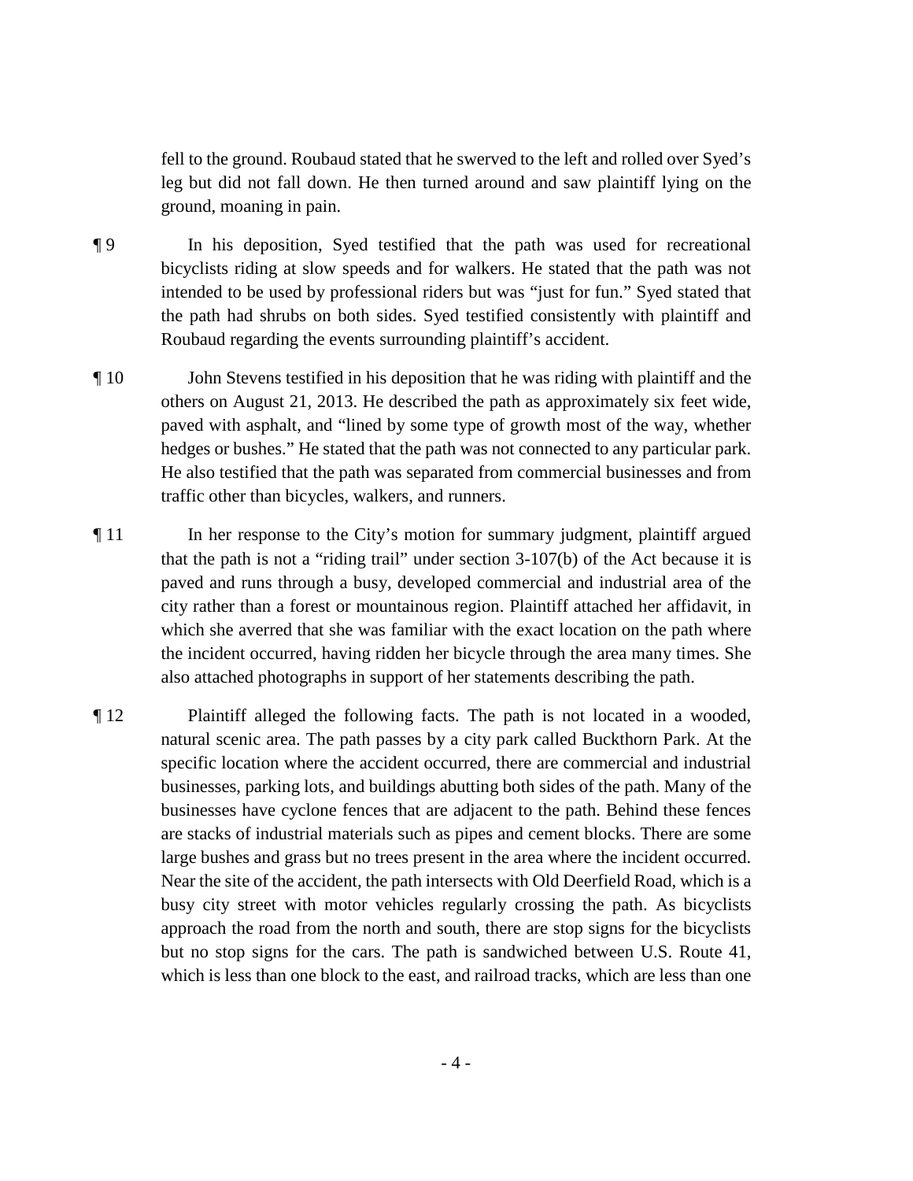fell to the ground. Roubaud stated that he swerved to the left and rolled over Syed's leg but did not fall down. He then turned around and saw plaintiff lying on the ground, moaning in pain.

¶ 9 In his deposition, Syed testified that the path was used for recreational bicyclists riding at slow speeds and for walkers. He stated that the path was not intended to be used by professional riders but was "just for fun." Syed stated that the path had shrubs on both sides. Syed testified consistently with plaintiff and Roubaud regarding the events surrounding plaintiff's accident.

¶ 10 John Stevens testified in his deposition that he was riding with plaintiff and the others on August 21, 2013. He described the path as approximately six feet wide, paved with asphalt, and "lined by some type of growth most of the way, whether hedges or bushes." He stated that the path was not connected to any particular park. He also testified that the path was separated from commercial businesses and from traffic other than bicycles, walkers, and runners.

¶ 11 In her response to the City's motion for summary judgment, plaintiff argued that the path is not a "riding trail" under section 3-107(b) of the Act because it is paved and runs through a busy, developed commercial and industrial area of the city rather than a forest or mountainous region. Plaintiff attached her affidavit, in which she averred that she was familiar with the exact location on the path where the incident occurred, having ridden her bicycle through the area many times. She also attached photographs in support of her statements describing the path.

¶ 12 Plaintiff alleged the following facts. The path is not located in a wooded, natural scenic area. The path passes by a city park called Buckthorn Park. At the specific location where the accident occurred, there are commercial and industrial businesses, parking lots, and buildings abutting both sides of the path. Many of the businesses have cyclone fences that are adjacent to the path. Behind these fences are stacks of industrial materials such as pipes and cement blocks. There are some large bushes and grass but no trees present in the area where the incident occurred. Near the site of the accident, the path intersects with Old Deerfield Road, which is a busy city street with motor vehicles regularly crossing the path. As bicyclists approach the road from the north and south, there are stop signs for the bicyclists but no stop signs for the cars. The path is sandwiched between U.S. Route 41, which is less than one block to the east, and railroad tracks, which are less than one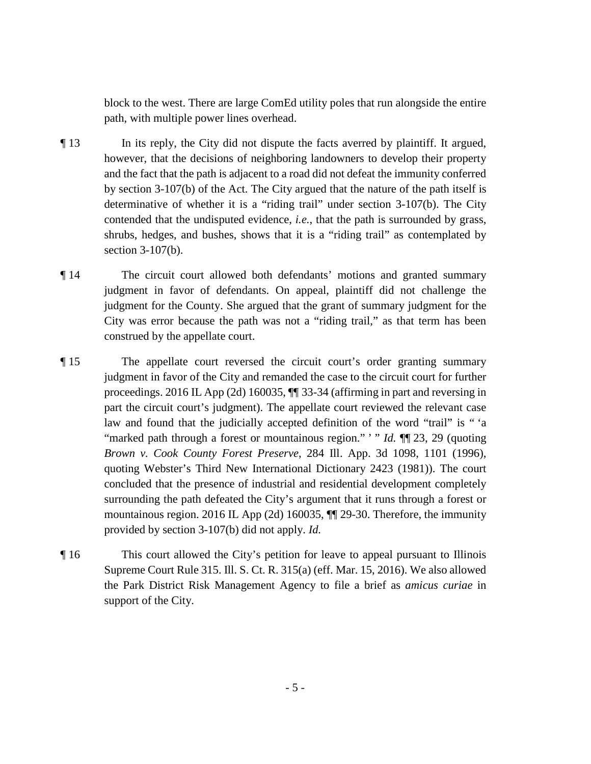block to the west. There are large ComEd utility poles that run alongside the entire path, with multiple power lines overhead.

¶ 13 In its reply, the City did not dispute the facts averred by plaintiff. It argued, however, that the decisions of neighboring landowners to develop their property and the fact that the path is adjacent to a road did not defeat the immunity conferred by section 3-107(b) of the Act. The City argued that the nature of the path itself is determinative of whether it is a "riding trail" under section 3-107(b). The City contended that the undisputed evidence, *i.e.*, that the path is surrounded by grass, shrubs, hedges, and bushes, shows that it is a "riding trail" as contemplated by section 3-107(b).

¶ 14 The circuit court allowed both defendants' motions and granted summary judgment in favor of defendants. On appeal, plaintiff did not challenge the judgment for the County. She argued that the grant of summary judgment for the City was error because the path was not a "riding trail," as that term has been construed by the appellate court.

¶ 15 The appellate court reversed the circuit court's order granting summary judgment in favor of the City and remanded the case to the circuit court for further proceedings. 2016 IL App (2d) 160035, ¶¶ 33-34 (affirming in part and reversing in part the circuit court's judgment). The appellate court reviewed the relevant case law and found that the judicially accepted definition of the word "trail" is " 'a "marked path through a forest or mountainous region." ' " *Id.* ¶¶ 23, 29 (quoting *Brown v. Cook County Forest Preserve*, 284 Ill. App. 3d 1098, 1101 (1996), quoting Webster's Third New International Dictionary 2423 (1981)). The court concluded that the presence of industrial and residential development completely surrounding the path defeated the City's argument that it runs through a forest or mountainous region. 2016 IL App (2d) 160035, ¶¶ 29-30. Therefore, the immunity provided by section 3-107(b) did not apply. *Id.*

¶ 16 This court allowed the City's petition for leave to appeal pursuant to Illinois Supreme Court Rule 315. Ill. S. Ct. R. 315(a) (eff. Mar. 15, 2016). We also allowed the Park District Risk Management Agency to file a brief as *amicus curiae* in support of the City.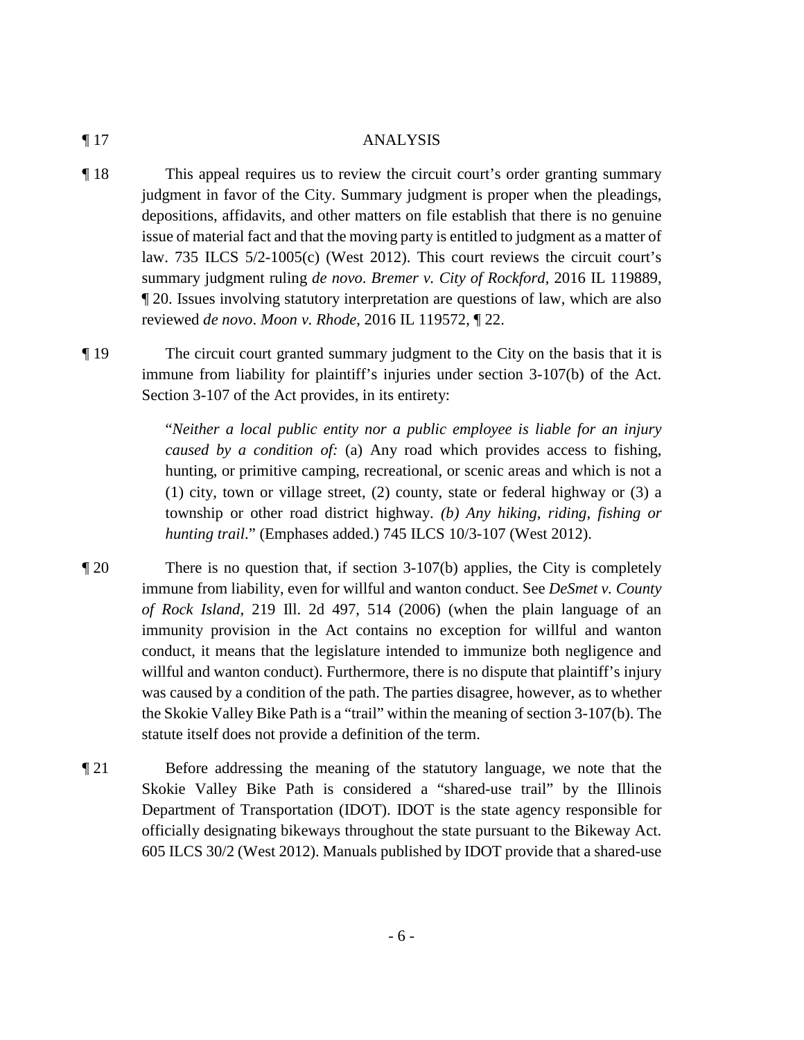¶ 17 ANALYSIS

¶ 18 This appeal requires us to review the circuit court's order granting summary judgment in favor of the City. Summary judgment is proper when the pleadings, depositions, affidavits, and other matters on file establish that there is no genuine issue of material fact and that the moving party is entitled to judgment as a matter of law. 735 ILCS 5/2-1005(c) (West 2012). This court reviews the circuit court's summary judgment ruling *de novo*. *Bremer v. City of Rockford*, 2016 IL 119889, ¶ 20. Issues involving statutory interpretation are questions of law, which are also reviewed *de novo*. *Moon v. Rhode*, 2016 IL 119572, ¶ 22.

¶ 19 The circuit court granted summary judgment to the City on the basis that it is immune from liability for plaintiff's injuries under section 3-107(b) of the Act. Section 3-107 of the Act provides, in its entirety:

> "*Neither a local public entity nor a public employee is liable for an injury caused by a condition of:* (a) Any road which provides access to fishing, hunting, or primitive camping, recreational, or scenic areas and which is not a (1) city, town or village street, (2) county, state or federal highway or (3) a township or other road district highway. *(b) Any hiking, riding, fishing or hunting trail*." (Emphases added.) 745 ILCS 10/3-107 (West 2012).

¶ 20 There is no question that, if section 3-107(b) applies, the City is completely immune from liability, even for willful and wanton conduct. See *DeSmet v. County of Rock Island*, 219 Ill. 2d 497, 514 (2006) (when the plain language of an immunity provision in the Act contains no exception for willful and wanton conduct, it means that the legislature intended to immunize both negligence and willful and wanton conduct). Furthermore, there is no dispute that plaintiff's injury was caused by a condition of the path. The parties disagree, however, as to whether the Skokie Valley Bike Path is a "trail" within the meaning of section 3-107(b). The statute itself does not provide a definition of the term.

¶ 21 Before addressing the meaning of the statutory language, we note that the Skokie Valley Bike Path is considered a "shared-use trail" by the Illinois Department of Transportation (IDOT). IDOT is the state agency responsible for officially designating bikeways throughout the state pursuant to the Bikeway Act. 605 ILCS 30/2 (West 2012). Manuals published by IDOT provide that a shared-use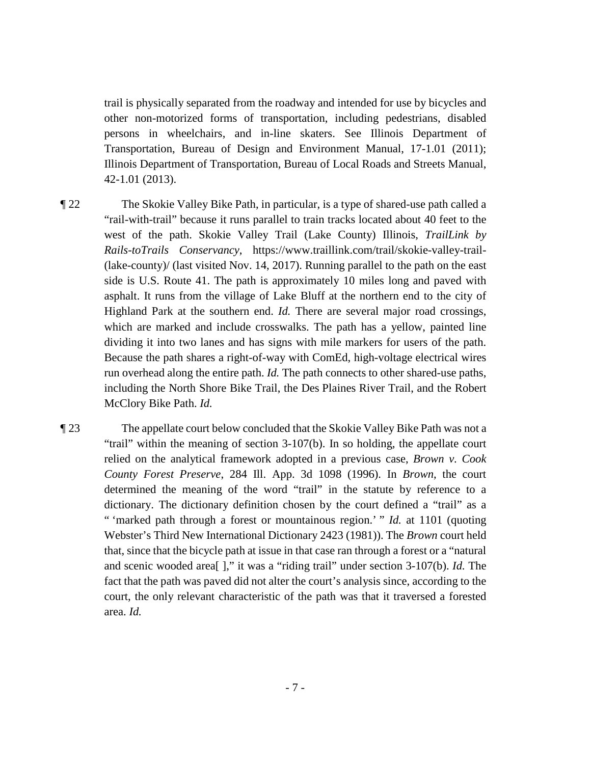trail is physically separated from the roadway and intended for use by bicycles and other non-motorized forms of transportation, including pedestrians, disabled persons in wheelchairs, and in-line skaters. See Illinois Department of Transportation, Bureau of Design and Environment Manual, 17-1.01 (2011); Illinois Department of Transportation, Bureau of Local Roads and Streets Manual, 42-1.01 (2013).

¶ 22 The Skokie Valley Bike Path, in particular, is a type of shared-use path called a "rail-with-trail" because it runs parallel to train tracks located about 40 feet to the west of the path. Skokie Valley Trail (Lake County) Illinois, *TrailLink by Rails-toTrails Conservancy*, https://www.traillink.com/trail/skokie-valley-trail-(lake-county)/ (last visited Nov. 14, 2017). Running parallel to the path on the east side is U.S. Route 41. The path is approximately 10 miles long and paved with asphalt. It runs from the village of Lake Bluff at the northern end to the city of Highland Park at the southern end. *Id.* There are several major road crossings, which are marked and include crosswalks. The path has a yellow, painted line dividing it into two lanes and has signs with mile markers for users of the path. Because the path shares a right-of-way with ComEd, high-voltage electrical wires run overhead along the entire path. *Id.* The path connects to other shared-use paths, including the North Shore Bike Trail, the Des Plaines River Trail, and the Robert McClory Bike Path. *Id.*

¶ 23 The appellate court below concluded that the Skokie Valley Bike Path was not a "trail" within the meaning of section 3-107(b). In so holding, the appellate court relied on the analytical framework adopted in a previous case, *Brown v. Cook County Forest Preserve*, 284 Ill. App. 3d 1098 (1996). In *Brown*, the court determined the meaning of the word "trail" in the statute by reference to a dictionary. The dictionary definition chosen by the court defined a "trail" as a " 'marked path through a forest or mountainous region.' " *Id.* at 1101 (quoting Webster's Third New International Dictionary 2423 (1981)). The *Brown* court held that, since that the bicycle path at issue in that case ran through a forest or a "natural and scenic wooded area[ ]," it was a "riding trail" under section 3-107(b). *Id.* The fact that the path was paved did not alter the court's analysis since, according to the court, the only relevant characteristic of the path was that it traversed a forested area. *Id.*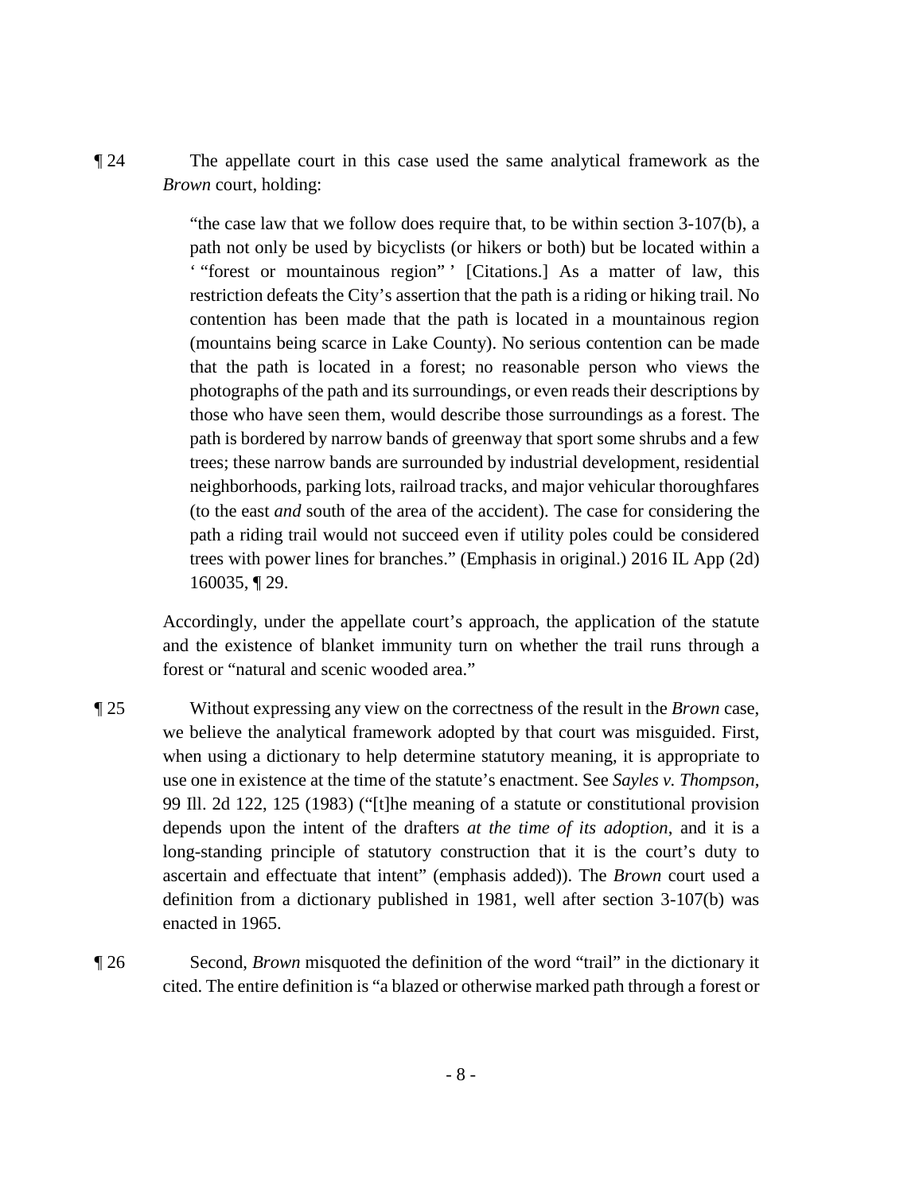¶ 24 The appellate court in this case used the same analytical framework as the *Brown* court, holding:

> "the case law that we follow does require that, to be within section 3-107(b), a path not only be used by bicyclists (or hikers or both) but be located within a ' "forest or mountainous region" ' [Citations.] As a matter of law, this restriction defeats the City's assertion that the path is a riding or hiking trail. No contention has been made that the path is located in a mountainous region (mountains being scarce in Lake County). No serious contention can be made that the path is located in a forest; no reasonable person who views the photographs of the path and its surroundings, or even reads their descriptions by those who have seen them, would describe those surroundings as a forest. The path is bordered by narrow bands of greenway that sport some shrubs and a few trees; these narrow bands are surrounded by industrial development, residential neighborhoods, parking lots, railroad tracks, and major vehicular thoroughfares (to the east *and* south of the area of the accident). The case for considering the path a riding trail would not succeed even if utility poles could be considered trees with power lines for branches." (Emphasis in original.) 2016 IL App (2d) 160035, ¶ 29.

Accordingly, under the appellate court's approach, the application of the statute and the existence of blanket immunity turn on whether the trail runs through a forest or "natural and scenic wooded area."

¶ 25 Without expressing any view on the correctness of the result in the *Brown* case, we believe the analytical framework adopted by that court was misguided. First, when using a dictionary to help determine statutory meaning, it is appropriate to use one in existence at the time of the statute's enactment. See *Sayles v. Thompson*, 99 Ill. 2d 122, 125 (1983) ("[t]he meaning of a statute or constitutional provision depends upon the intent of the drafters *at the time of its adoption*, and it is a long-standing principle of statutory construction that it is the court's duty to ascertain and effectuate that intent" (emphasis added)). The *Brown* court used a definition from a dictionary published in 1981, well after section 3-107(b) was enacted in 1965.

¶ 26 Second, *Brown* misquoted the definition of the word "trail" in the dictionary it cited. The entire definition is "a blazed or otherwise marked path through a forest or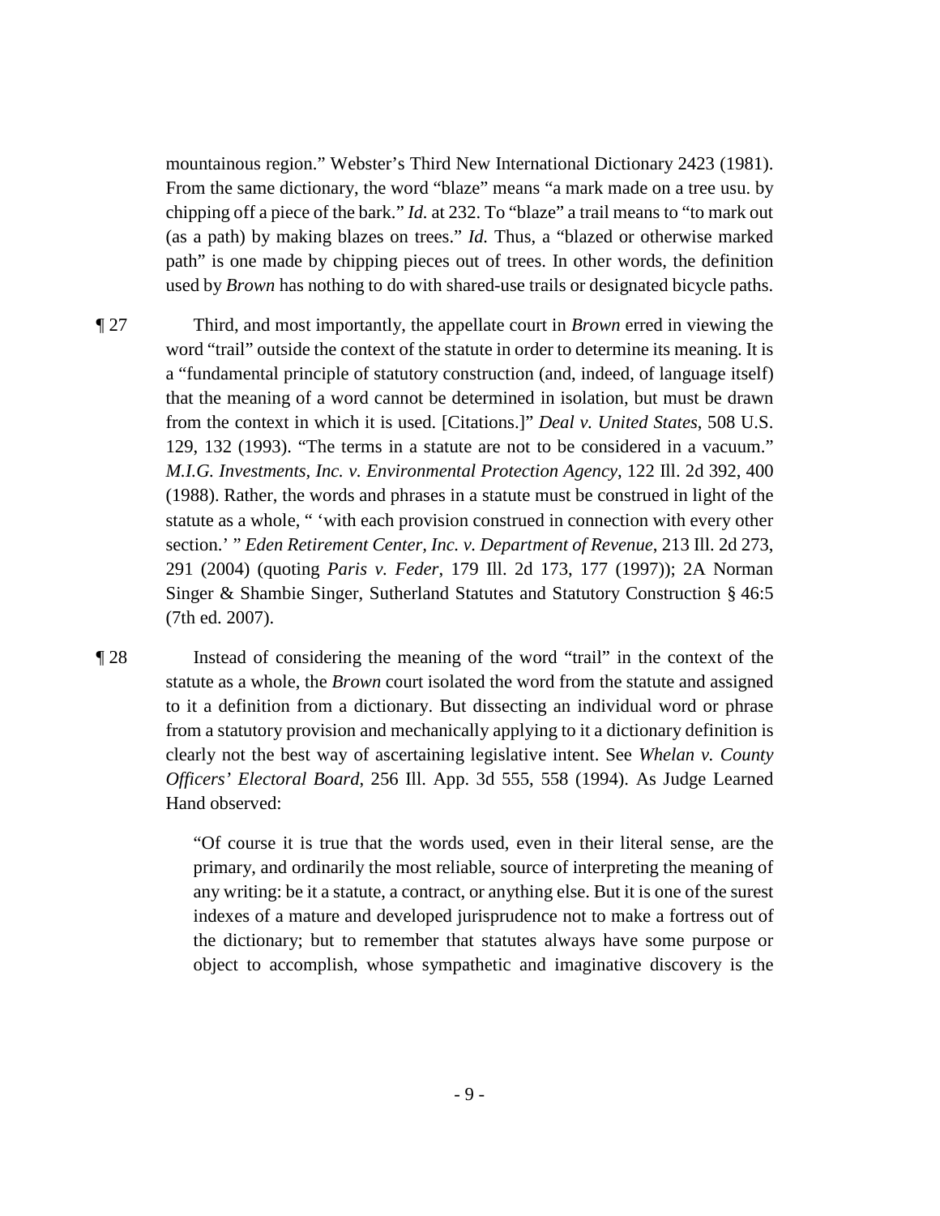mountainous region." Webster's Third New International Dictionary 2423 (1981). From the same dictionary, the word "blaze" means "a mark made on a tree usu. by chipping off a piece of the bark." *Id.* at 232. To "blaze" a trail means to "to mark out (as a path) by making blazes on trees." *Id.* Thus, a "blazed or otherwise marked path" is one made by chipping pieces out of trees. In other words, the definition used by *Brown* has nothing to do with shared-use trails or designated bicycle paths.

¶ 27 Third, and most importantly, the appellate court in *Brown* erred in viewing the word "trail" outside the context of the statute in order to determine its meaning. It is a "fundamental principle of statutory construction (and, indeed, of language itself) that the meaning of a word cannot be determined in isolation, but must be drawn from the context in which it is used. [Citations.]" *Deal v. United States*, 508 U.S. 129, 132 (1993). "The terms in a statute are not to be considered in a vacuum." *M.I.G. Investments, Inc. v. Environmental Protection Agency*, 122 Ill. 2d 392, 400 (1988). Rather, the words and phrases in a statute must be construed in light of the statute as a whole, " 'with each provision construed in connection with every other section.' " *Eden Retirement Center, Inc. v. Department of Revenue*, 213 Ill. 2d 273, 291 (2004) (quoting *Paris v. Feder*, 179 Ill. 2d 173, 177 (1997)); 2A Norman Singer & Shambie Singer, Sutherland Statutes and Statutory Construction § 46:5 (7th ed. 2007).

¶ 28 Instead of considering the meaning of the word "trail" in the context of the statute as a whole, the *Brown* court isolated the word from the statute and assigned to it a definition from a dictionary. But dissecting an individual word or phrase from a statutory provision and mechanically applying to it a dictionary definition is clearly not the best way of ascertaining legislative intent. See *Whelan v. County Officers' Electoral Board*, 256 Ill. App. 3d 555, 558 (1994). As Judge Learned Hand observed:

> "Of course it is true that the words used, even in their literal sense, are the primary, and ordinarily the most reliable, source of interpreting the meaning of any writing: be it a statute, a contract, or anything else. But it is one of the surest indexes of a mature and developed jurisprudence not to make a fortress out of the dictionary; but to remember that statutes always have some purpose or object to accomplish, whose sympathetic and imaginative discovery is the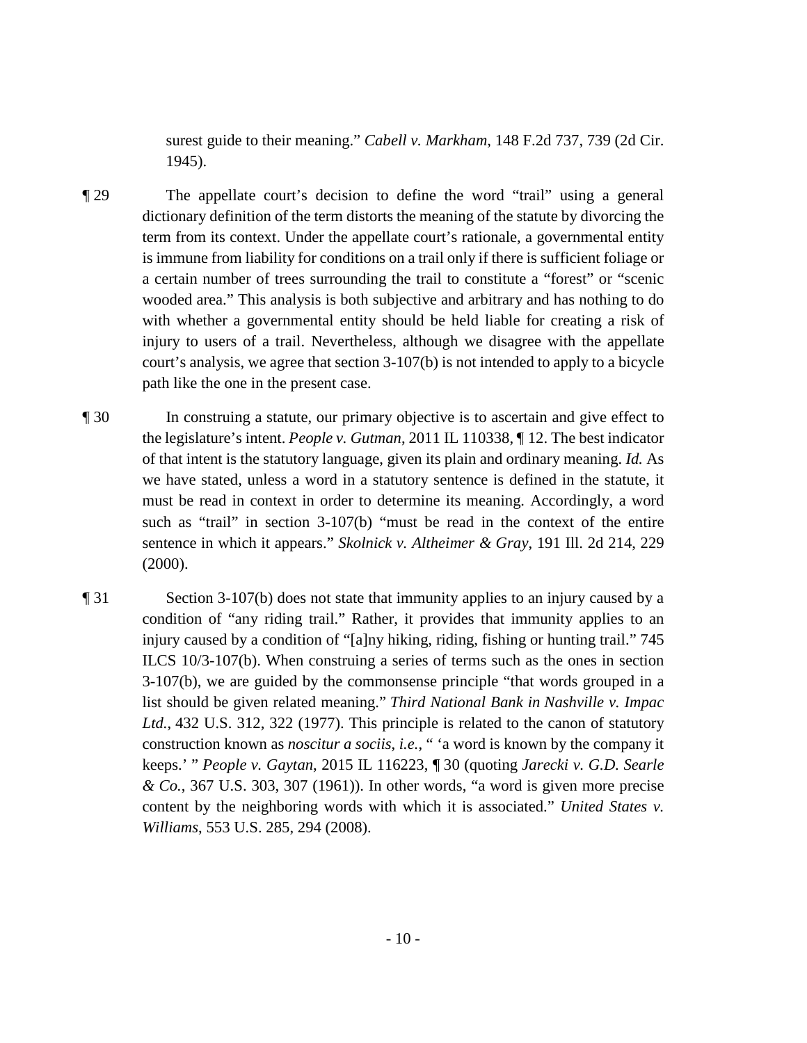surest guide to their meaning." *Cabell v. Markham*, 148 F.2d 737, 739 (2d Cir. 1945).

¶ 29 The appellate court's decision to define the word "trail" using a general dictionary definition of the term distorts the meaning of the statute by divorcing the term from its context. Under the appellate court's rationale, a governmental entity is immune from liability for conditions on a trail only if there is sufficient foliage or a certain number of trees surrounding the trail to constitute a "forest" or "scenic wooded area." This analysis is both subjective and arbitrary and has nothing to do with whether a governmental entity should be held liable for creating a risk of injury to users of a trail. Nevertheless, although we disagree with the appellate court's analysis, we agree that section 3-107(b) is not intended to apply to a bicycle path like the one in the present case.

¶ 30 In construing a statute, our primary objective is to ascertain and give effect to the legislature's intent. *People v. Gutman*, 2011 IL 110338, ¶ 12. The best indicator of that intent is the statutory language, given its plain and ordinary meaning. *Id.* As we have stated, unless a word in a statutory sentence is defined in the statute, it must be read in context in order to determine its meaning. Accordingly, a word such as "trail" in section 3-107(b) "must be read in the context of the entire sentence in which it appears." *Skolnick v. Altheimer & Gray*, 191 Ill. 2d 214, 229 (2000).

¶ 31 Section 3-107(b) does not state that immunity applies to an injury caused by a condition of "any riding trail." Rather, it provides that immunity applies to an injury caused by a condition of "[a]ny hiking, riding, fishing or hunting trail." 745 ILCS 10/3-107(b). When construing a series of terms such as the ones in section 3-107(b), we are guided by the commonsense principle "that words grouped in a list should be given related meaning." *Third National Bank in Nashville v. Impac Ltd.*, 432 U.S. 312, 322 (1977). This principle is related to the canon of statutory construction known as *noscitur a sociis*, *i.e.*, " 'a word is known by the company it keeps.' " *People v. Gaytan*, 2015 IL 116223, ¶ 30 (quoting *Jarecki v. G.D. Searle & Co.*, 367 U.S. 303, 307 (1961)). In other words, "a word is given more precise content by the neighboring words with which it is associated." *United States v. Williams*, 553 U.S. 285, 294 (2008).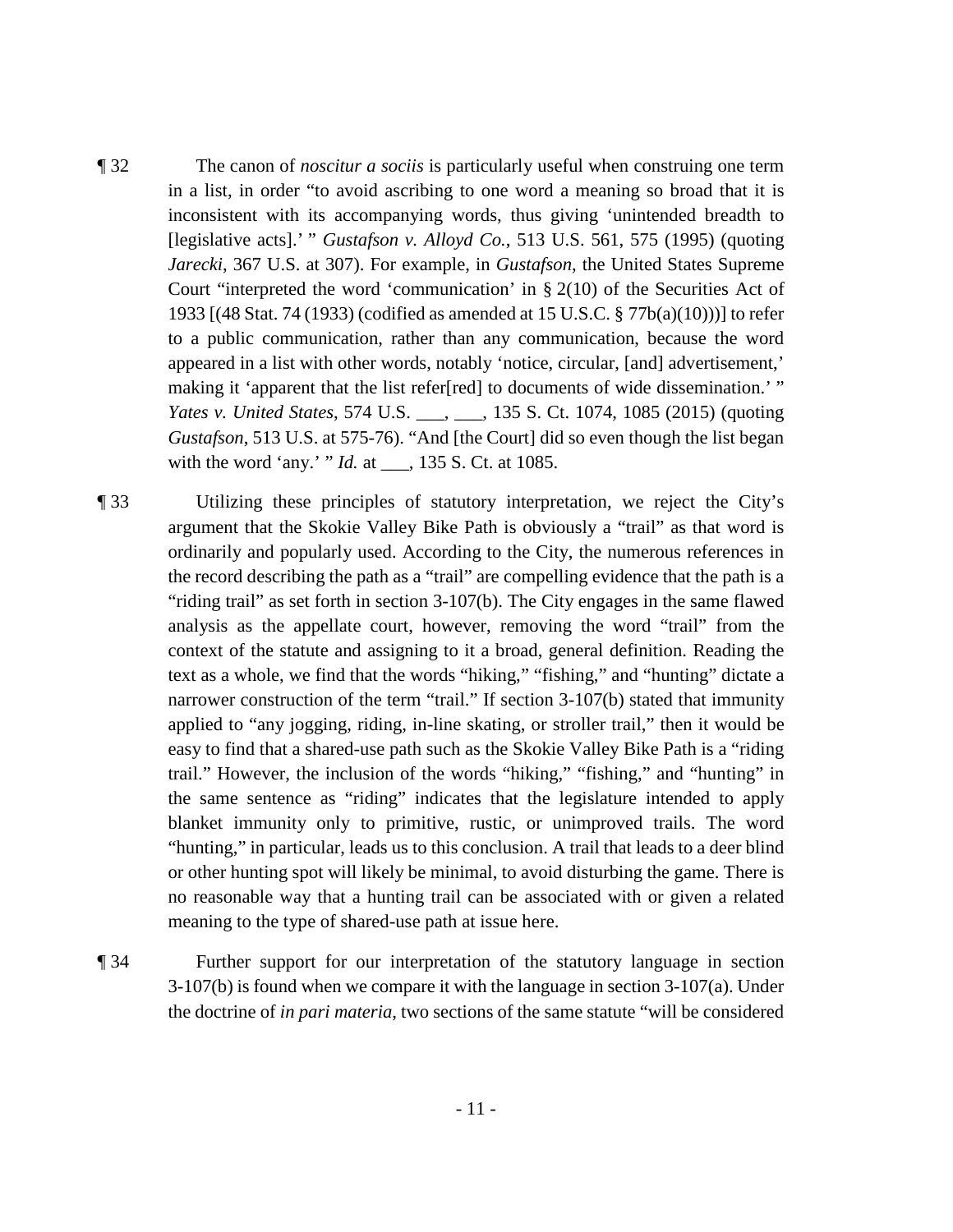¶ 32 The canon of *noscitur a sociis* is particularly useful when construing one term in a list, in order "to avoid ascribing to one word a meaning so broad that it is inconsistent with its accompanying words, thus giving 'unintended breadth to [legislative acts].' " *Gustafson v. Alloyd Co.*, 513 U.S. 561, 575 (1995) (quoting *Jarecki*, 367 U.S. at 307). For example, in *Gustafson*, the United States Supreme Court "interpreted the word 'communication' in § 2(10) of the Securities Act of 1933 [(48 Stat. 74 (1933) (codified as amended at 15 U.S.C. § 77b(a)(10)))] to refer to a public communication, rather than any communication, because the word appeared in a list with other words, notably 'notice, circular, [and] advertisement,' making it 'apparent that the list refer[red] to documents of wide dissemination.' " *Yates v. United States*, 574 U.S. ___, ___, 135 S. Ct. 1074, 1085 (2015) (quoting *Gustafson*, 513 U.S. at 575-76). "And [the Court] did so even though the list began with the word 'any.' " *Id.* at ___, 135 S. Ct. at 1085.

¶ 33 Utilizing these principles of statutory interpretation, we reject the City's argument that the Skokie Valley Bike Path is obviously a "trail" as that word is ordinarily and popularly used. According to the City, the numerous references in the record describing the path as a "trail" are compelling evidence that the path is a "riding trail" as set forth in section 3-107(b). The City engages in the same flawed analysis as the appellate court, however, removing the word "trail" from the context of the statute and assigning to it a broad, general definition. Reading the text as a whole, we find that the words "hiking," "fishing," and "hunting" dictate a narrower construction of the term "trail." If section 3-107(b) stated that immunity applied to "any jogging, riding, in-line skating, or stroller trail," then it would be easy to find that a shared-use path such as the Skokie Valley Bike Path is a "riding trail." However, the inclusion of the words "hiking," "fishing," and "hunting" in the same sentence as "riding" indicates that the legislature intended to apply blanket immunity only to primitive, rustic, or unimproved trails. The word "hunting," in particular, leads us to this conclusion. A trail that leads to a deer blind or other hunting spot will likely be minimal, to avoid disturbing the game. There is no reasonable way that a hunting trail can be associated with or given a related meaning to the type of shared-use path at issue here.

¶ 34 Further support for our interpretation of the statutory language in section 3-107(b) is found when we compare it with the language in section 3-107(a). Under the doctrine of *in pari materia*, two sections of the same statute "will be considered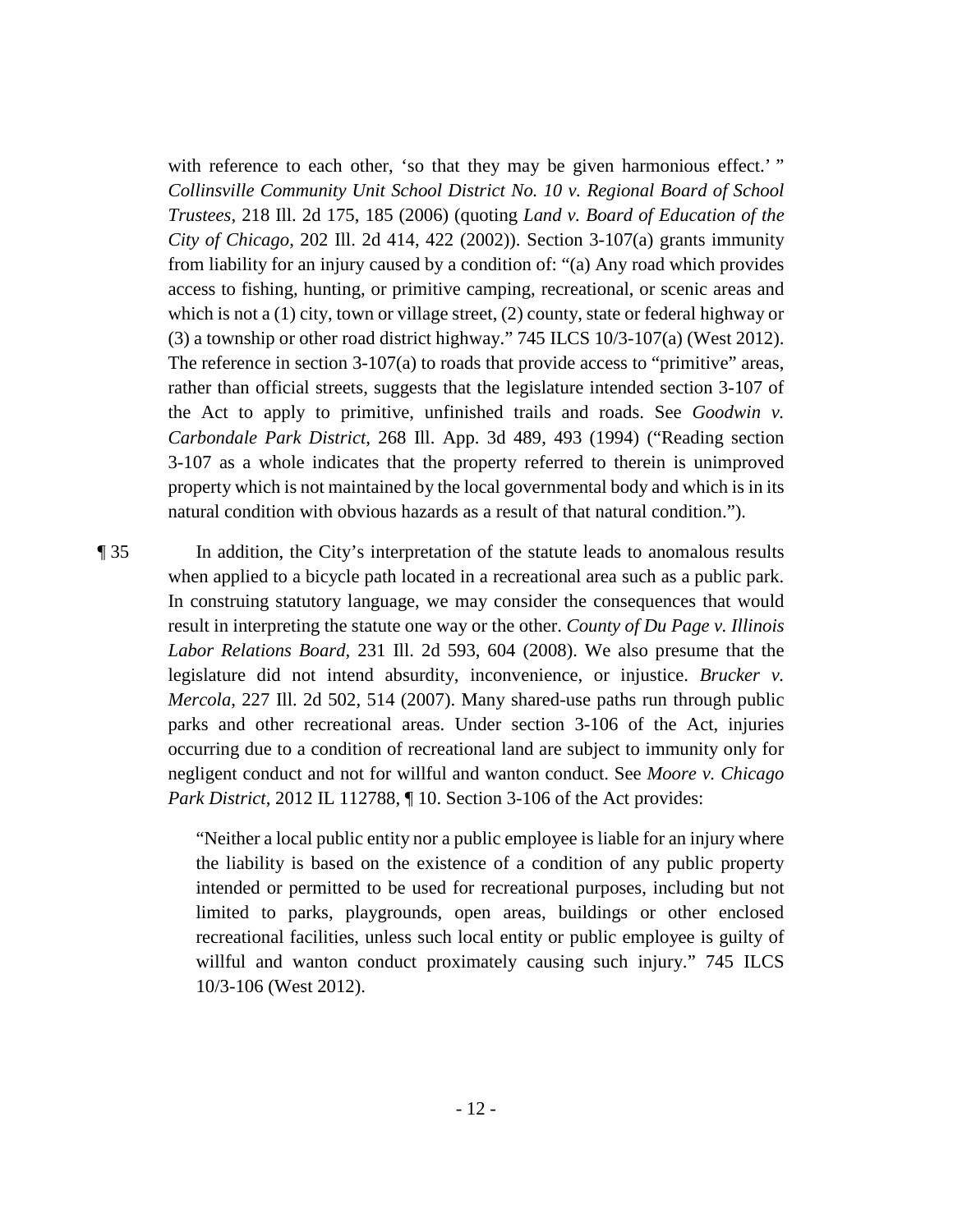with reference to each other, 'so that they may be given harmonious effect.' " *Collinsville Community Unit School District No. 10 v. Regional Board of School Trustees*, 218 Ill. 2d 175, 185 (2006) (quoting *Land v. Board of Education of the City of Chicago*, 202 Ill. 2d 414, 422 (2002)). Section 3-107(a) grants immunity from liability for an injury caused by a condition of: "(a) Any road which provides access to fishing, hunting, or primitive camping, recreational, or scenic areas and which is not a (1) city, town or village street, (2) county, state or federal highway or (3) a township or other road district highway." 745 ILCS 10/3-107(a) (West 2012). The reference in section 3-107(a) to roads that provide access to "primitive" areas, rather than official streets, suggests that the legislature intended section 3-107 of the Act to apply to primitive, unfinished trails and roads. See *Goodwin v. Carbondale Park District*, 268 Ill. App. 3d 489, 493 (1994) ("Reading section 3-107 as a whole indicates that the property referred to therein is unimproved property which is not maintained by the local governmental body and which is in its natural condition with obvious hazards as a result of that natural condition.").

¶ 35 In addition, the City's interpretation of the statute leads to anomalous results when applied to a bicycle path located in a recreational area such as a public park. In construing statutory language, we may consider the consequences that would result in interpreting the statute one way or the other. *County of Du Page v. Illinois Labor Relations Board*, 231 Ill. 2d 593, 604 (2008). We also presume that the legislature did not intend absurdity, inconvenience, or injustice. *Brucker v. Mercola*, 227 Ill. 2d 502, 514 (2007). Many shared-use paths run through public parks and other recreational areas. Under section 3-106 of the Act, injuries occurring due to a condition of recreational land are subject to immunity only for negligent conduct and not for willful and wanton conduct. See *Moore v. Chicago Park District*, 2012 IL 112788, ¶ 10. Section 3-106 of the Act provides:

> "Neither a local public entity nor a public employee is liable for an injury where the liability is based on the existence of a condition of any public property intended or permitted to be used for recreational purposes, including but not limited to parks, playgrounds, open areas, buildings or other enclosed recreational facilities, unless such local entity or public employee is guilty of willful and wanton conduct proximately causing such injury." 745 ILCS 10/3-106 (West 2012).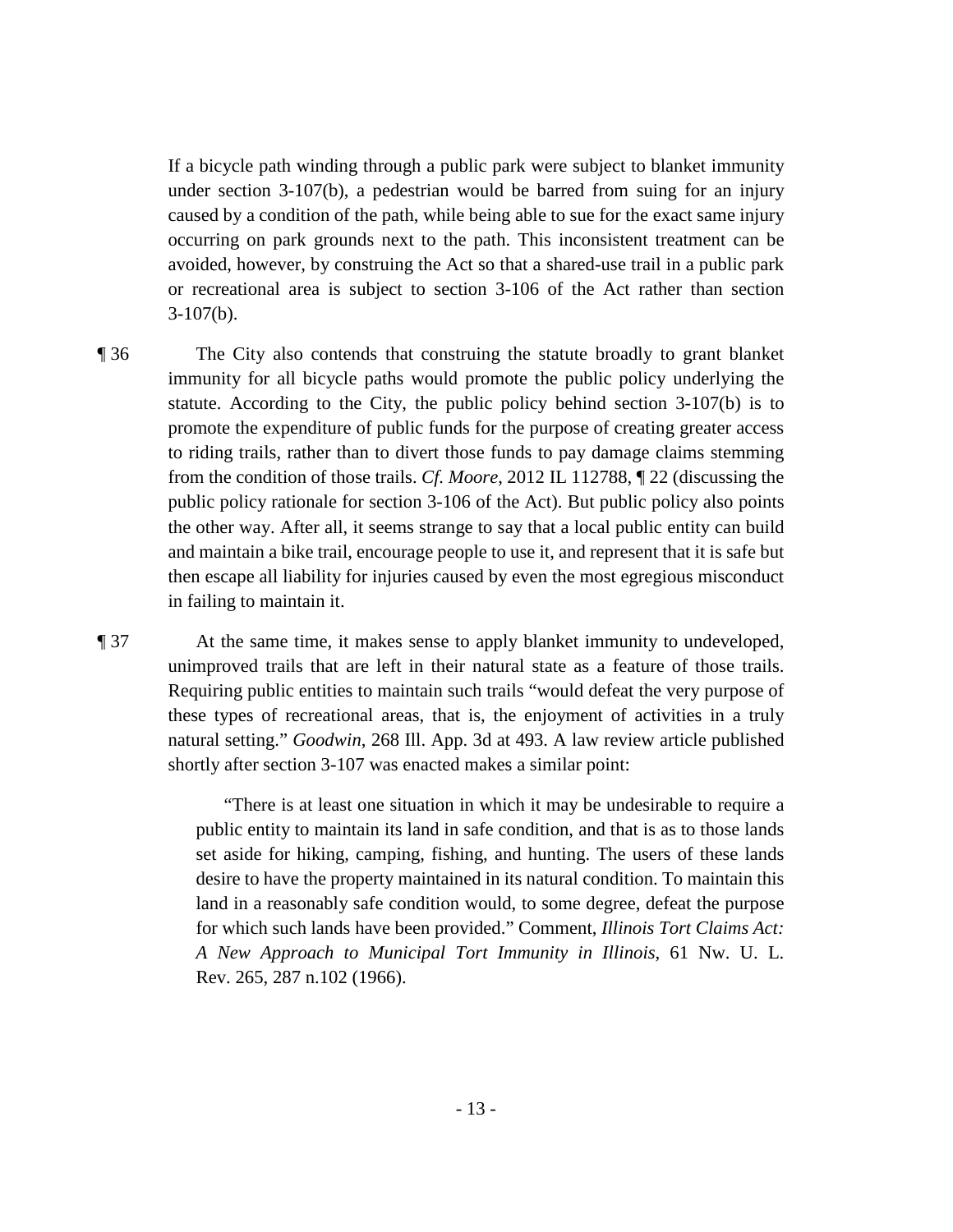If a bicycle path winding through a public park were subject to blanket immunity under section 3-107(b), a pedestrian would be barred from suing for an injury caused by a condition of the path, while being able to sue for the exact same injury occurring on park grounds next to the path. This inconsistent treatment can be avoided, however, by construing the Act so that a shared-use trail in a public park or recreational area is subject to section 3-106 of the Act rather than section 3-107(b).

¶ 36 The City also contends that construing the statute broadly to grant blanket immunity for all bicycle paths would promote the public policy underlying the statute. According to the City, the public policy behind section 3-107(b) is to promote the expenditure of public funds for the purpose of creating greater access to riding trails, rather than to divert those funds to pay damage claims stemming from the condition of those trails. *Cf. Moore*, 2012 IL 112788, ¶ 22 (discussing the public policy rationale for section 3-106 of the Act). But public policy also points the other way. After all, it seems strange to say that a local public entity can build and maintain a bike trail, encourage people to use it, and represent that it is safe but then escape all liability for injuries caused by even the most egregious misconduct in failing to maintain it.

¶ 37 At the same time, it makes sense to apply blanket immunity to undeveloped, unimproved trails that are left in their natural state as a feature of those trails. Requiring public entities to maintain such trails "would defeat the very purpose of these types of recreational areas, that is, the enjoyment of activities in a truly natural setting." *Goodwin*, 268 Ill. App. 3d at 493. A law review article published shortly after section 3-107 was enacted makes a similar point:

> "There is at least one situation in which it may be undesirable to require a public entity to maintain its land in safe condition, and that is as to those lands set aside for hiking, camping, fishing, and hunting. The users of these lands desire to have the property maintained in its natural condition. To maintain this land in a reasonably safe condition would, to some degree, defeat the purpose for which such lands have been provided." Comment, *Illinois Tort Claims Act: A New Approach to Municipal Tort Immunity in Illinois*, 61 Nw. U. L. Rev. 265, 287 n.102 (1966).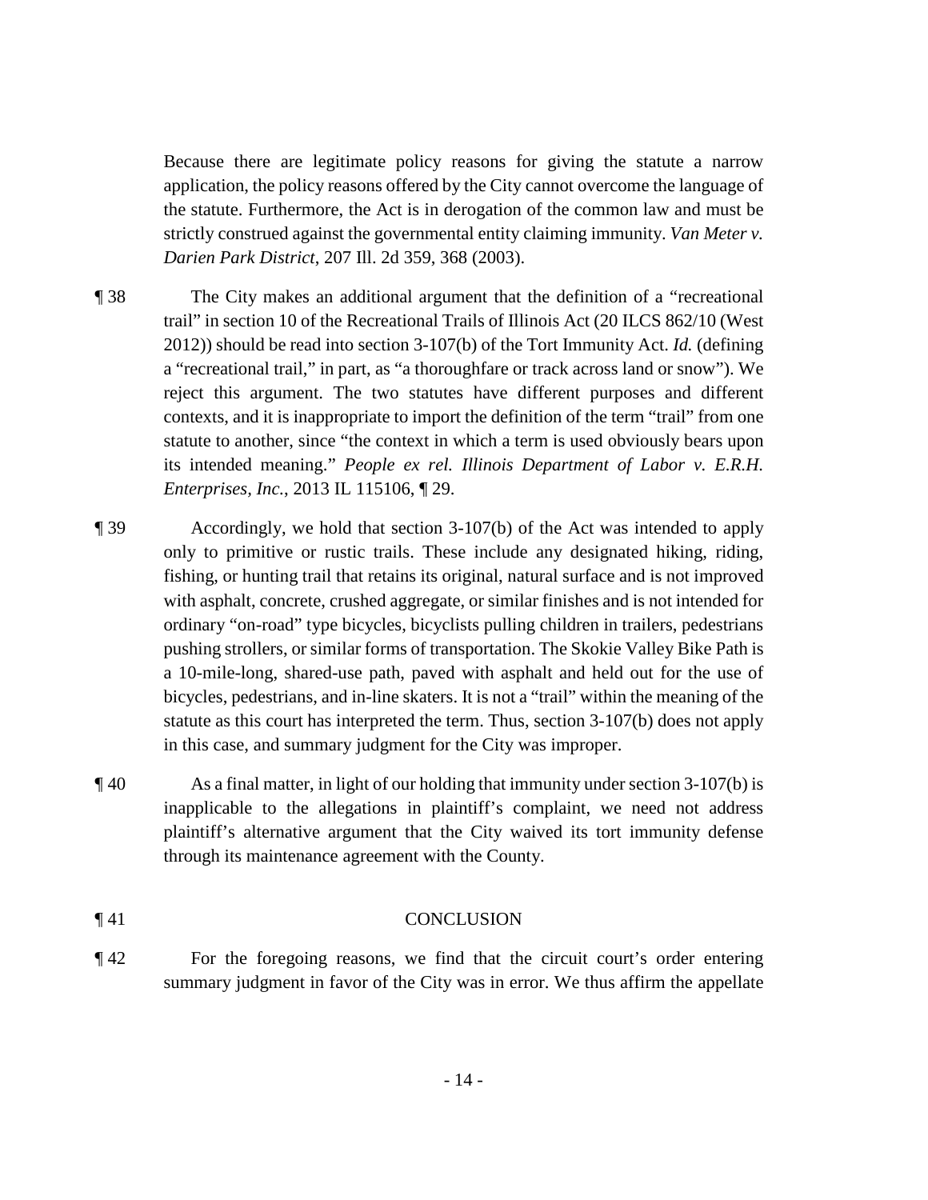Because there are legitimate policy reasons for giving the statute a narrow application, the policy reasons offered by the City cannot overcome the language of the statute. Furthermore, the Act is in derogation of the common law and must be strictly construed against the governmental entity claiming immunity. *Van Meter v. Darien Park District*, 207 Ill. 2d 359, 368 (2003).

¶ 38 The City makes an additional argument that the definition of a "recreational trail" in section 10 of the Recreational Trails of Illinois Act (20 ILCS 862/10 (West 2012)) should be read into section 3-107(b) of the Tort Immunity Act. *Id.* (defining a "recreational trail," in part, as "a thoroughfare or track across land or snow"). We reject this argument. The two statutes have different purposes and different contexts, and it is inappropriate to import the definition of the term "trail" from one statute to another, since "the context in which a term is used obviously bears upon its intended meaning." *People ex rel. Illinois Department of Labor v. E.R.H. Enterprises, Inc.*, 2013 IL 115106, ¶ 29.

¶ 39 Accordingly, we hold that section 3-107(b) of the Act was intended to apply only to primitive or rustic trails. These include any designated hiking, riding, fishing, or hunting trail that retains its original, natural surface and is not improved with asphalt, concrete, crushed aggregate, or similar finishes and is not intended for ordinary "on-road" type bicycles, bicyclists pulling children in trailers, pedestrians pushing strollers, or similar forms of transportation. The Skokie Valley Bike Path is a 10-mile-long, shared-use path, paved with asphalt and held out for the use of bicycles, pedestrians, and in-line skaters. It is not a "trail" within the meaning of the statute as this court has interpreted the term. Thus, section 3-107(b) does not apply in this case, and summary judgment for the City was improper.

¶ 40 As a final matter, in light of our holding that immunity under section 3-107(b) is inapplicable to the allegations in plaintiff's complaint, we need not address plaintiff's alternative argument that the City waived its tort immunity defense through its maintenance agreement with the County.

¶ 41 CONCLUSION

¶ 42 For the foregoing reasons, we find that the circuit court's order entering summary judgment in favor of the City was in error. We thus affirm the appellate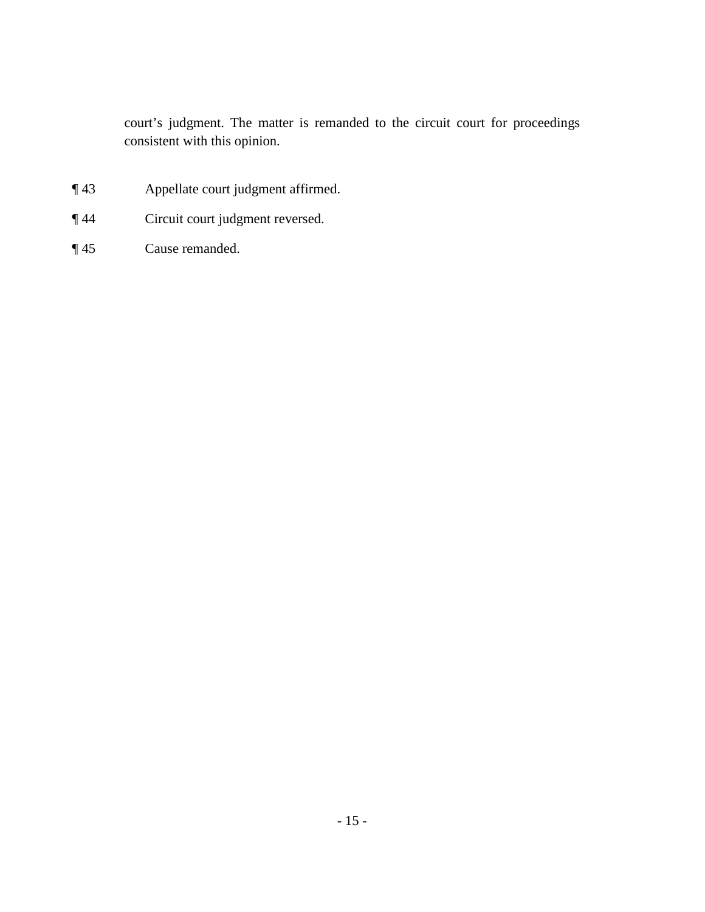court's judgment. The matter is remanded to the circuit court for proceedings consistent with this opinion.

¶ 43 Appellate court judgment affirmed.

¶ 44 Circuit court judgment reversed.

¶ 45 Cause remanded.